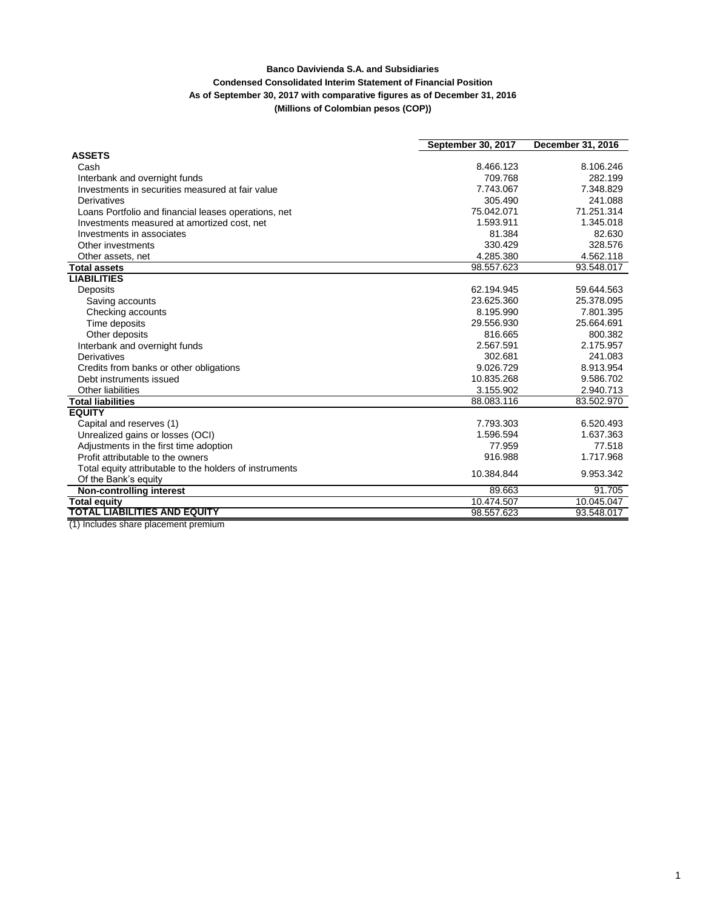**Banco Davivienda S.A. and Subsidiaries**

**Condensed Consolidated Interim Statement of Financial Position**

**As of September 30, 2017 with comparative figures as of December 31, 2016**

**(Millions of Colombian pesos (COP))**

| | September 30, 2017 | December 31, 2016 |
|---|---|---|
| **ASSETS** | | |
| Cash | 8.466.123 | 8.106.246 |
| Interbank and overnight funds | 709.768 | 282.199 |
| Investments in securities measured at fair value | 7.743.067 | 7.348.829 |
| Derivatives | 305.490 | 241.088 |
| Loans Portfolio and financial leases operations, net | 75.042.071 | 71.251.314 |
| Investments measured at amortized cost, net | 1.593.911 | 1.345.018 |
| Investments in associates | 81.384 | 82.630 |
| Other investments | 330.429 | 328.576 |
| Other assets, net | 4.285.380 | 4.562.118 |
| **Total assets** | 98.557.623 | 93.548.017 |
| **LIABILITIES** | | |
| Deposits | 62.194.945 | 59.644.563 |
| Saving accounts | 23.625.360 | 25.378.095 |
| Checking accounts | 8.195.990 | 7.801.395 |
| Time deposits | 29.556.930 | 25.664.691 |
| Other deposits | 816.665 | 800.382 |
| Interbank and overnight funds | 2.567.591 | 2.175.957 |
| Derivatives | 302.681 | 241.083 |
| Credits from banks or other obligations | 9.026.729 | 8.913.954 |
| Debt instruments issued | 10.835.268 | 9.586.702 |
| Other liabilities | 3.155.902 | 2.940.713 |
| **Total liabilities** | 88.083.116 | 83.502.970 |
| **EQUITY** | | |
| Capital and reserves (1) | 7.793.303 | 6.520.493 |
| Unrealized gains or losses (OCI) | 1.596.594 | 1.637.363 |
| Adjustments in the first time adoption | 77.959 | 77.518 |
| Profit attributable to the owners | 916.988 | 1.717.968 |
| Total equity attributable to the holders of instruments Of the Bank's equity | 10.384.844 | 9.953.342 |
| **Non-controlling interest** | 89.663 | 91.705 |
| **Total equity** | 10.474.507 | 10.045.047 |
| **TOTAL LIABILITIES AND EQUITY** | 98.557.623 | 93.548.017 |

(1) Includes share placement premium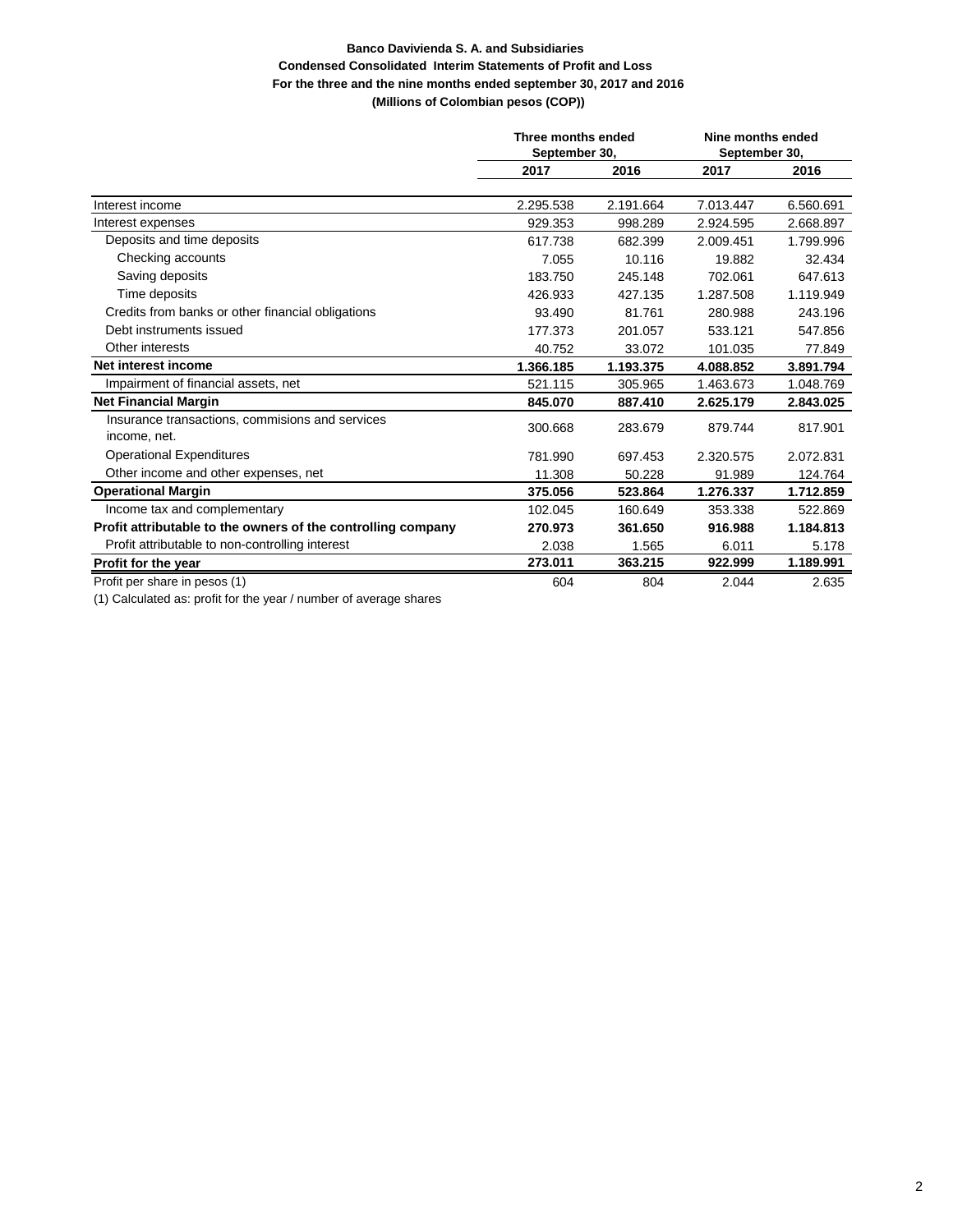**Banco Davivienda S. A. and Subsidiaries**
**Condensed Consolidated Interim Statements of Profit and Loss**
**For the three and the nine months ended september 30, 2017 and 2016**
**(Millions of Colombian pesos (COP))**

| | Three months ended September 30, | | Nine months ended September 30, | |
|---|---|---|---|---|
| | **2017** | **2016** | **2017** | **2016** |
| Interest income | 2.295.538 | 2.191.664 | 7.013.447 | 6.560.691 |
| Interest expenses | 929.353 | 998.289 | 2.924.595 | 2.668.897 |
| Deposits and time deposits | 617.738 | 682.399 | 2.009.451 | 1.799.996 |
| Checking accounts | 7.055 | 10.116 | 19.882 | 32.434 |
| Saving deposits | 183.750 | 245.148 | 702.061 | 647.613 |
| Time deposits | 426.933 | 427.135 | 1.287.508 | 1.119.949 |
| Credits from banks or other financial obligations | 93.490 | 81.761 | 280.988 | 243.196 |
| Debt instruments issued | 177.373 | 201.057 | 533.121 | 547.856 |
| Other interests | 40.752 | 33.072 | 101.035 | 77.849 |
| **Net interest income** | **1.366.185** | **1.193.375** | **4.088.852** | **3.891.794** |
| Impairment of financial assets, net | 521.115 | 305.965 | 1.463.673 | 1.048.769 |
| **Net Financial Margin** | **845.070** | **887.410** | **2.625.179** | **2.843.025** |
| Insurance transactions, commisions and services income, net. | 300.668 | 283.679 | 879.744 | 817.901 |
| Operational Expenditures | 781.990 | 697.453 | 2.320.575 | 2.072.831 |
| Other income and other expenses, net | 11.308 | 50.228 | 91.989 | 124.764 |
| **Operational Margin** | **375.056** | **523.864** | **1.276.337** | **1.712.859** |
| Income tax and complementary | 102.045 | 160.649 | 353.338 | 522.869 |
| **Profit attributable to the owners of the controlling company** | **270.973** | **361.650** | **916.988** | **1.184.813** |
| Profit attributable to non-controlling interest | 2.038 | 1.565 | 6.011 | 5.178 |
| **Profit for the year** | **273.011** | **363.215** | **922.999** | **1.189.991** |
| Profit per share in pesos (1) | 604 | 804 | 2.044 | 2.635 |

(1) Calculated as: profit for the year / number of average shares